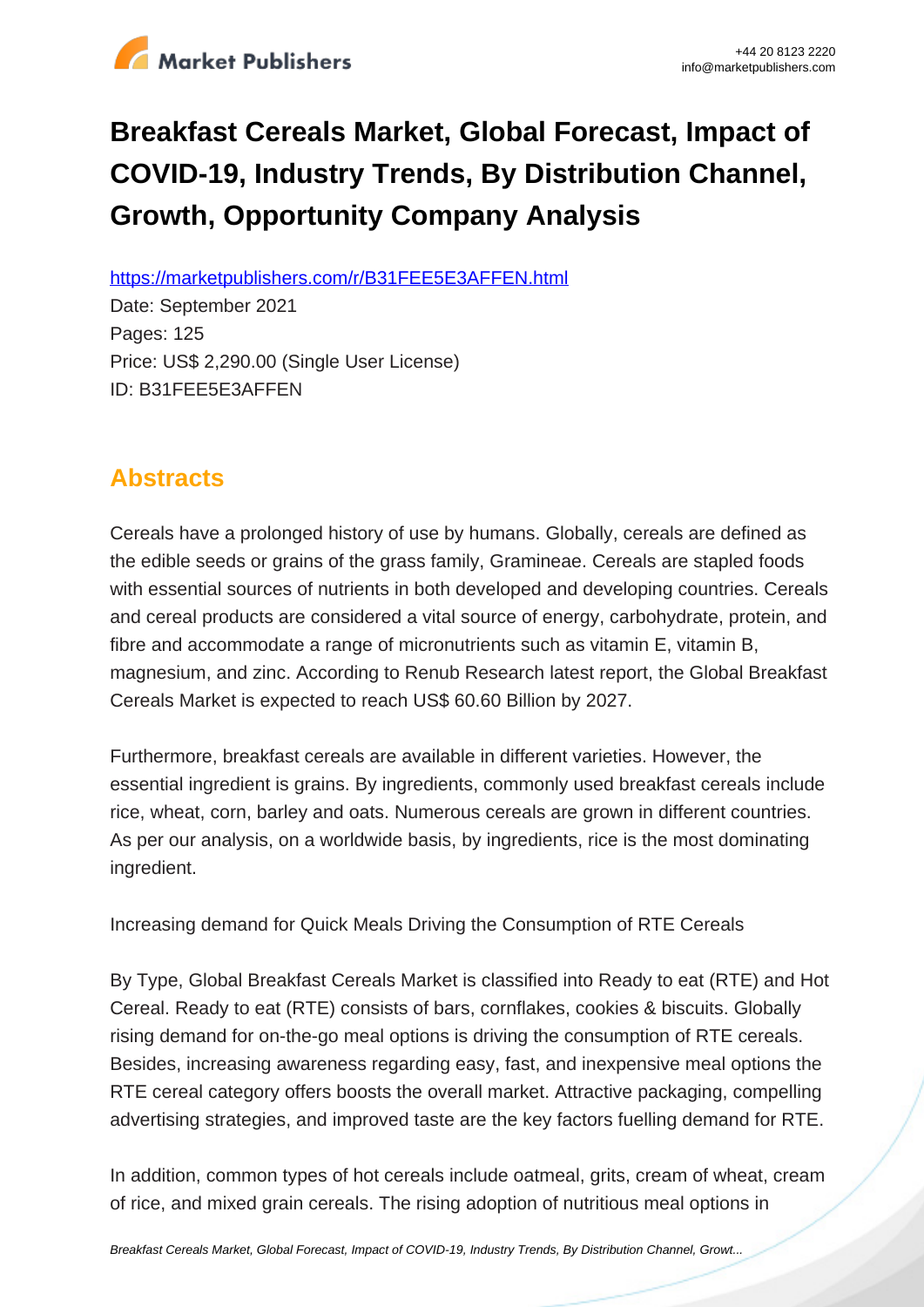# Breakfast Cereals Market, Global Forecast, Impact of COVID-19, Industry Trends, By Distribution Channel, Growth, Opportunity Company Analysis

https://marketpublishers.com/r/B31FEE5E3AFFEN.html

Date: September 2021

Pages: 125

Price: US$ 2,290.00 (Single User License)

ID: B31FEE5E3AFFEN

## Abstracts

Cereals have a prolonged history of use by humans. Globally, cereals are defined as the edible seeds or grains of the grass family, Gramineae. Cereals are stapled foods with essential sources of nutrients in both developed and developing countries. Cereals and cereal products are considered a vital source of energy, carbohydrate, protein, and fibre and accommodate a range of micronutrients such as vitamin E, vitamin B, magnesium, and zinc. According to Renub Research latest report, the Global Breakfast Cereals Market is expected to reach US$ 60.60 Billion by 2027.

Furthermore, breakfast cereals are available in different varieties. However, the essential ingredient is grains. By ingredients, commonly used breakfast cereals include rice, wheat, corn, barley and oats. Numerous cereals are grown in different countries. As per our analysis, on a worldwide basis, by ingredients, rice is the most dominating ingredient.

Increasing demand for Quick Meals Driving the Consumption of RTE Cereals

By Type, Global Breakfast Cereals Market is classified into Ready to eat (RTE) and Hot Cereal. Ready to eat (RTE) consists of bars, cornflakes, cookies & biscuits. Globally rising demand for on-the-go meal options is driving the consumption of RTE cereals. Besides, increasing awareness regarding easy, fast, and inexpensive meal options the RTE cereal category offers boosts the overall market. Attractive packaging, compelling advertising strategies, and improved taste are the key factors fuelling demand for RTE.

In addition, common types of hot cereals include oatmeal, grits, cream of wheat, cream of rice, and mixed grain cereals. The rising adoption of nutritious meal options in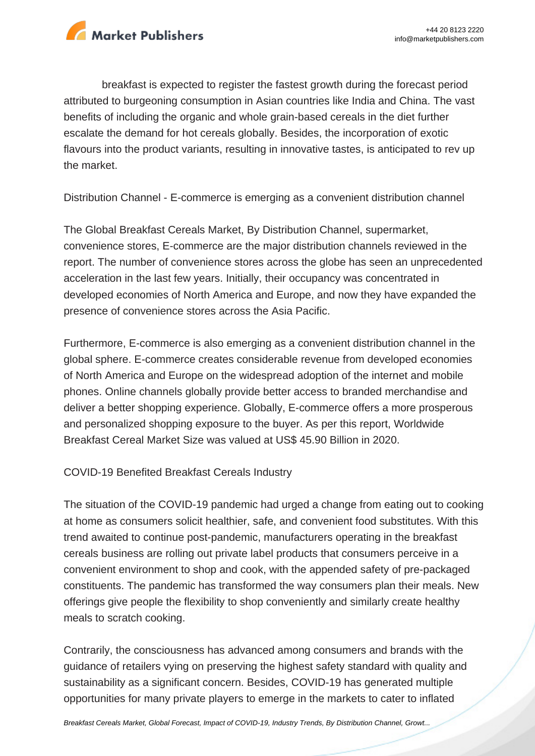breakfast is expected to register the fastest growth during the forecast period attributed to burgeoning consumption in Asian countries like India and China. The vast benefits of including the organic and whole grain-based cereals in the diet further escalate the demand for hot cereals globally. Besides, the incorporation of exotic flavours into the product variants, resulting in innovative tastes, is anticipated to rev up the market.

Distribution Channel - E-commerce is emerging as a convenient distribution channel

The Global Breakfast Cereals Market, By Distribution Channel, supermarket, convenience stores, E-commerce are the major distribution channels reviewed in the report. The number of convenience stores across the globe has seen an unprecedented acceleration in the last few years. Initially, their occupancy was concentrated in developed economies of North America and Europe, and now they have expanded the presence of convenience stores across the Asia Pacific.

Furthermore, E-commerce is also emerging as a convenient distribution channel in the global sphere. E-commerce creates considerable revenue from developed economies of North America and Europe on the widespread adoption of the internet and mobile phones. Online channels globally provide better access to branded merchandise and deliver a better shopping experience. Globally, E-commerce offers a more prosperous and personalized shopping exposure to the buyer. As per this report, Worldwide Breakfast Cereal Market Size was valued at US$ 45.90 Billion in 2020.

COVID-19 Benefited Breakfast Cereals Industry

The situation of the COVID-19 pandemic had urged a change from eating out to cooking at home as consumers solicit healthier, safe, and convenient food substitutes. With this trend awaited to continue post-pandemic, manufacturers operating in the breakfast cereals business are rolling out private label products that consumers perceive in a convenient environment to shop and cook, with the appended safety of pre-packaged constituents. The pandemic has transformed the way consumers plan their meals. New offerings give people the flexibility to shop conveniently and similarly create healthy meals to scratch cooking.

Contrarily, the consciousness has advanced among consumers and brands with the guidance of retailers vying on preserving the highest safety standard with quality and sustainability as a significant concern. Besides, COVID-19 has generated multiple opportunities for many private players to emerge in the markets to cater to inflated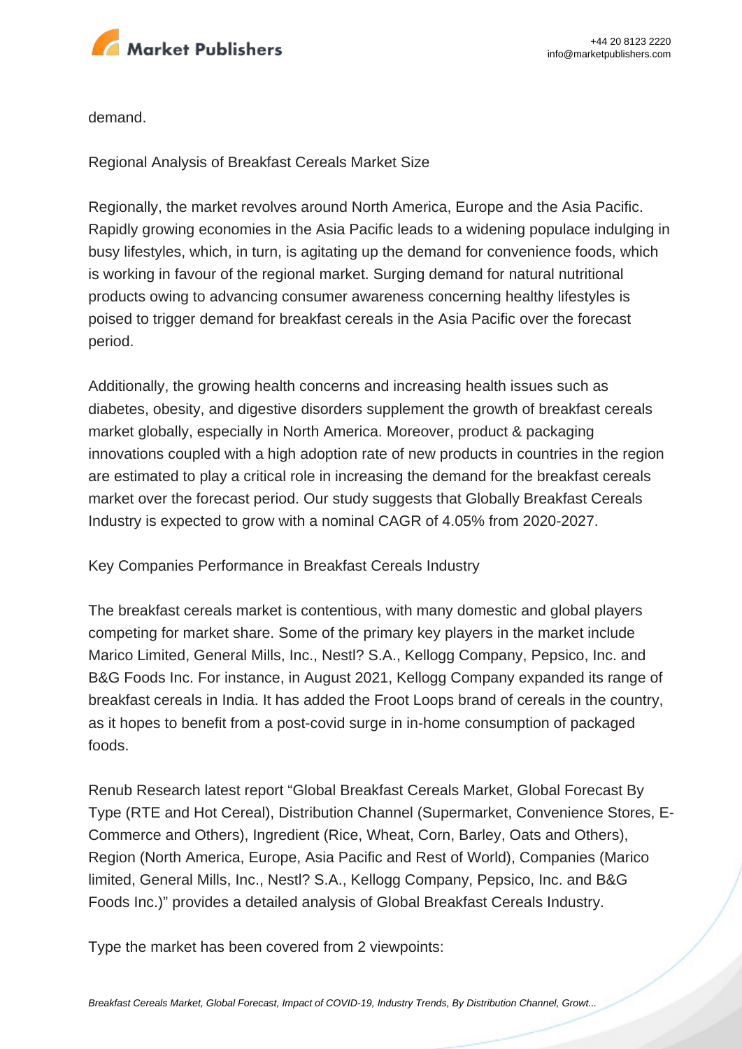demand.

Regional Analysis of Breakfast Cereals Market Size

Regionally, the market revolves around North America, Europe and the Asia Pacific. Rapidly growing economies in the Asia Pacific leads to a widening populace indulging in busy lifestyles, which, in turn, is agitating up the demand for convenience foods, which is working in favour of the regional market. Surging demand for natural nutritional products owing to advancing consumer awareness concerning healthy lifestyles is poised to trigger demand for breakfast cereals in the Asia Pacific over the forecast period.

Additionally, the growing health concerns and increasing health issues such as diabetes, obesity, and digestive disorders supplement the growth of breakfast cereals market globally, especially in North America. Moreover, product & packaging innovations coupled with a high adoption rate of new products in countries in the region are estimated to play a critical role in increasing the demand for the breakfast cereals market over the forecast period. Our study suggests that Globally Breakfast Cereals Industry is expected to grow with a nominal CAGR of 4.05% from 2020-2027.

Key Companies Performance in Breakfast Cereals Industry

The breakfast cereals market is contentious, with many domestic and global players competing for market share. Some of the primary key players in the market include Marico Limited, General Mills, Inc., Nestl? S.A., Kellogg Company, Pepsico, Inc. and B&G Foods Inc. For instance, in August 2021, Kellogg Company expanded its range of breakfast cereals in India. It has added the Froot Loops brand of cereals in the country, as it hopes to benefit from a post-covid surge in in-home consumption of packaged foods.

Renub Research latest report "Global Breakfast Cereals Market, Global Forecast By Type (RTE and Hot Cereal), Distribution Channel (Supermarket, Convenience Stores, E-Commerce and Others), Ingredient (Rice, Wheat, Corn, Barley, Oats and Others), Region (North America, Europe, Asia Pacific and Rest of World), Companies (Marico limited, General Mills, Inc., Nestl? S.A., Kellogg Company, Pepsico, Inc. and B&G Foods Inc.)" provides a detailed analysis of Global Breakfast Cereals Industry.

Type the market has been covered from 2 viewpoints: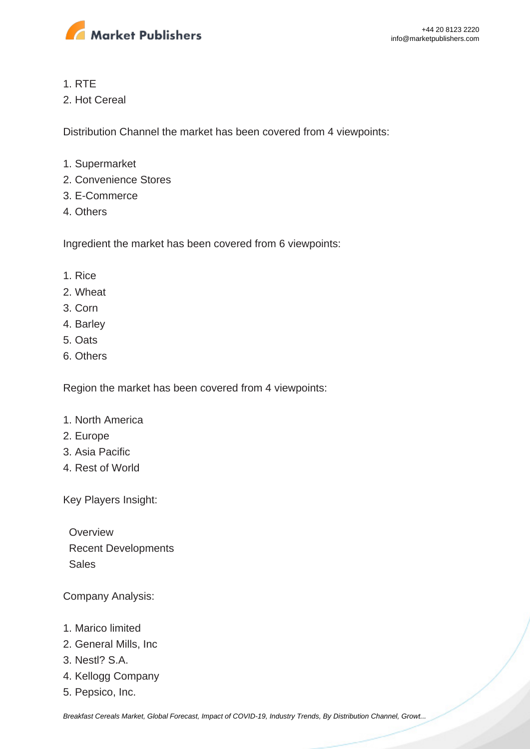1. RTE
2. Hot Cereal

Distribution Channel the market has been covered from 4 viewpoints:

1. Supermarket
2. Convenience Stores
3. E-Commerce
4. Others

Ingredient the market has been covered from 6 viewpoints:

1. Rice
2. Wheat
3. Corn
4. Barley
5. Oats
6. Others

Region the market has been covered from 4 viewpoints:

1. North America
2. Europe
3. Asia Pacific
4. Rest of World

Key Players Insight:

- Overview
- Recent Developments
- Sales

Company Analysis:

1. Marico limited
2. General Mills, Inc
3. Nestl? S.A.
4. Kellogg Company
5. Pepsico, Inc.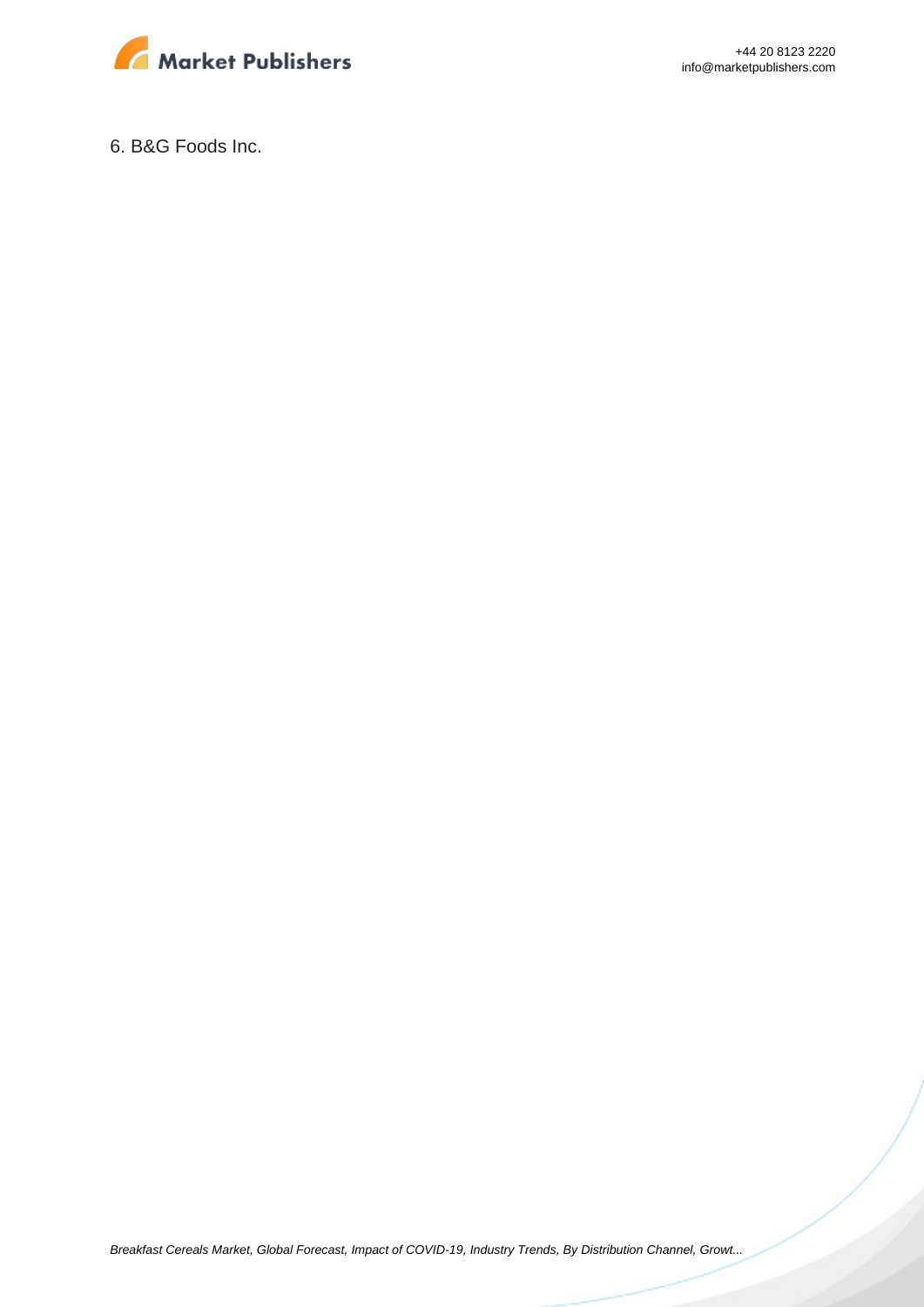6. B&G Foods Inc.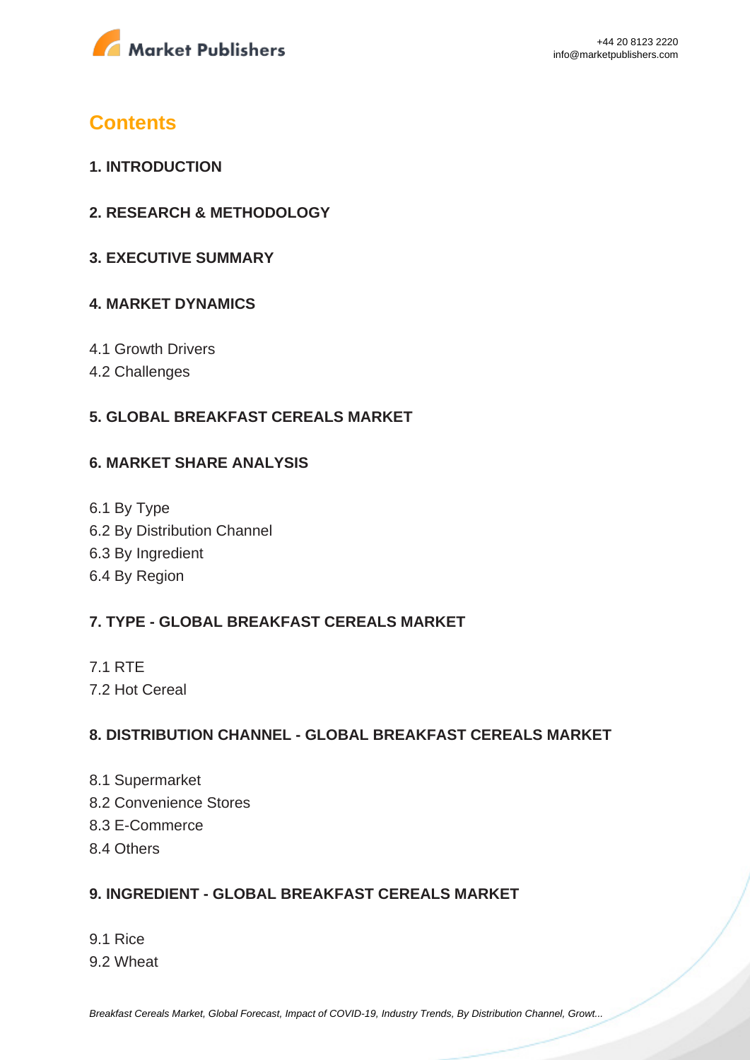## Contents

### 1. INTRODUCTION

### 2. RESEARCH & METHODOLOGY

### 3. EXECUTIVE SUMMARY

### 4. MARKET DYNAMICS

4.1 Growth Drivers
4.2 Challenges

### 5. GLOBAL BREAKFAST CEREALS MARKET

### 6. MARKET SHARE ANALYSIS

6.1 By Type
6.2 By Distribution Channel
6.3 By Ingredient
6.4 By Region

### 7. TYPE - GLOBAL BREAKFAST CEREALS MARKET

7.1 RTE
7.2 Hot Cereal

### 8. DISTRIBUTION CHANNEL - GLOBAL BREAKFAST CEREALS MARKET

8.1 Supermarket
8.2 Convenience Stores
8.3 E-Commerce
8.4 Others

### 9. INGREDIENT - GLOBAL BREAKFAST CEREALS MARKET

9.1 Rice
9.2 Wheat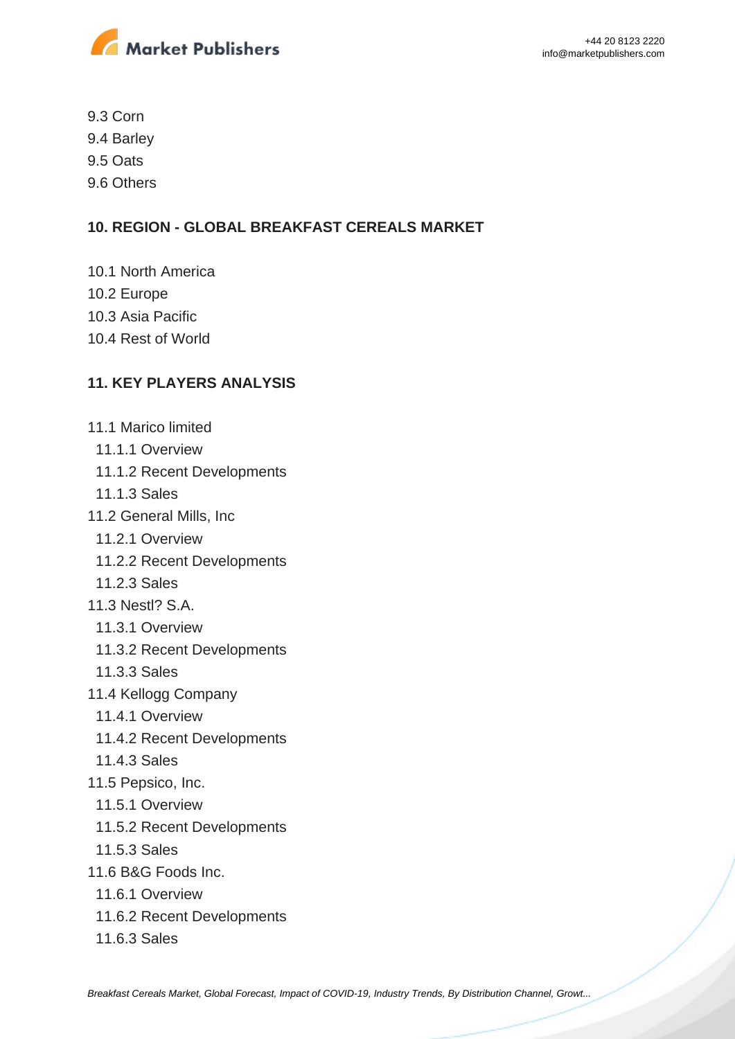9.3 Corn
9.4 Barley
9.5 Oats
9.6 Others

## 10. REGION - GLOBAL BREAKFAST CEREALS MARKET

10.1 North America
10.2 Europe
10.3 Asia Pacific
10.4 Rest of World

## 11. KEY PLAYERS ANALYSIS

11.1 Marico limited
  11.1.1 Overview
  11.1.2 Recent Developments
  11.1.3 Sales
11.2 General Mills, Inc
  11.2.1 Overview
  11.2.2 Recent Developments
  11.2.3 Sales
11.3 Nestl? S.A.
  11.3.1 Overview
  11.3.2 Recent Developments
  11.3.3 Sales
11.4 Kellogg Company
  11.4.1 Overview
  11.4.2 Recent Developments
  11.4.3 Sales
11.5 Pepsico, Inc.
  11.5.1 Overview
  11.5.2 Recent Developments
  11.5.3 Sales
11.6 B&G Foods Inc.
  11.6.1 Overview
  11.6.2 Recent Developments
  11.6.3 Sales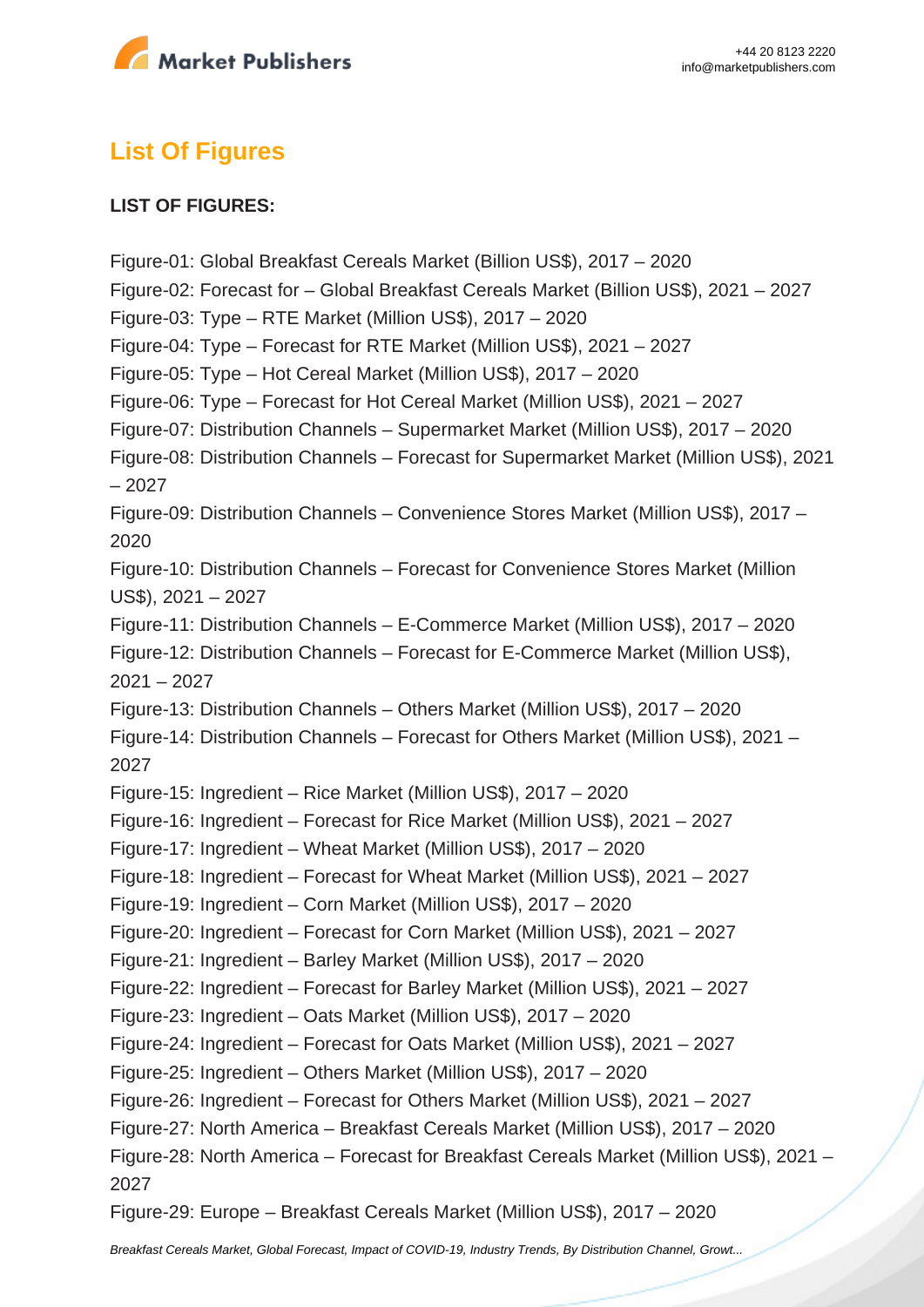## List Of Figures

**LIST OF FIGURES:**

Figure-01: Global Breakfast Cereals Market (Billion US$), 2017 – 2020
Figure-02: Forecast for – Global Breakfast Cereals Market (Billion US$), 2021 – 2027
Figure-03: Type – RTE Market (Million US$), 2017 – 2020
Figure-04: Type – Forecast for RTE Market (Million US$), 2021 – 2027
Figure-05: Type – Hot Cereal Market (Million US$), 2017 – 2020
Figure-06: Type – Forecast for Hot Cereal Market (Million US$), 2021 – 2027
Figure-07: Distribution Channels – Supermarket Market (Million US$), 2017 – 2020
Figure-08: Distribution Channels – Forecast for Supermarket Market (Million US$), 2021 – 2027
Figure-09: Distribution Channels – Convenience Stores Market (Million US$), 2017 – 2020
Figure-10: Distribution Channels – Forecast for Convenience Stores Market (Million US$), 2021 – 2027
Figure-11: Distribution Channels – E-Commerce Market (Million US$), 2017 – 2020
Figure-12: Distribution Channels – Forecast for E-Commerce Market (Million US$), 2021 – 2027
Figure-13: Distribution Channels – Others Market (Million US$), 2017 – 2020
Figure-14: Distribution Channels – Forecast for Others Market (Million US$), 2021 – 2027
Figure-15: Ingredient – Rice Market (Million US$), 2017 – 2020
Figure-16: Ingredient – Forecast for Rice Market (Million US$), 2021 – 2027
Figure-17: Ingredient – Wheat Market (Million US$), 2017 – 2020
Figure-18: Ingredient – Forecast for Wheat Market (Million US$), 2021 – 2027
Figure-19: Ingredient – Corn Market (Million US$), 2017 – 2020
Figure-20: Ingredient – Forecast for Corn Market (Million US$), 2021 – 2027
Figure-21: Ingredient – Barley Market (Million US$), 2017 – 2020
Figure-22: Ingredient – Forecast for Barley Market (Million US$), 2021 – 2027
Figure-23: Ingredient – Oats Market (Million US$), 2017 – 2020
Figure-24: Ingredient – Forecast for Oats Market (Million US$), 2021 – 2027
Figure-25: Ingredient – Others Market (Million US$), 2017 – 2020
Figure-26: Ingredient – Forecast for Others Market (Million US$), 2021 – 2027
Figure-27: North America – Breakfast Cereals Market (Million US$), 2017 – 2020
Figure-28: North America – Forecast for Breakfast Cereals Market (Million US$), 2021 – 2027
Figure-29: Europe – Breakfast Cereals Market (Million US$), 2017 – 2020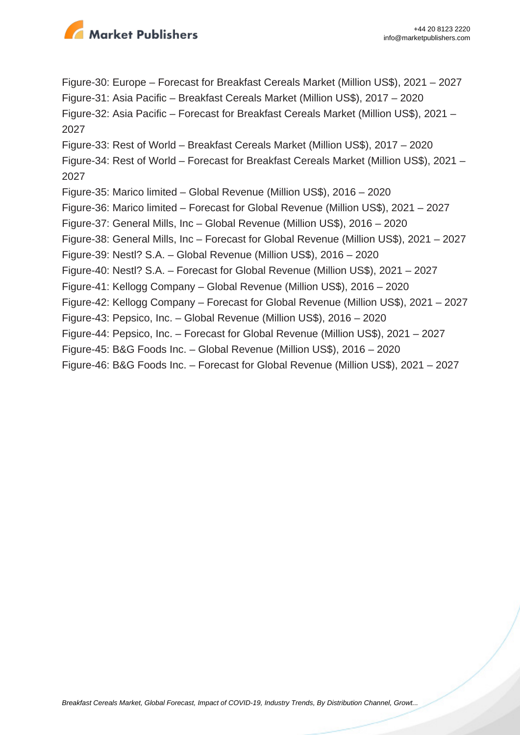Figure-30: Europe – Forecast for Breakfast Cereals Market (Million US$), 2021 – 2027
Figure-31: Asia Pacific – Breakfast Cereals Market (Million US$), 2017 – 2020
Figure-32: Asia Pacific – Forecast for Breakfast Cereals Market (Million US$), 2021 – 2027
Figure-33: Rest of World – Breakfast Cereals Market (Million US$), 2017 – 2020
Figure-34: Rest of World – Forecast for Breakfast Cereals Market (Million US$), 2021 – 2027
Figure-35: Marico limited – Global Revenue (Million US$), 2016 – 2020
Figure-36: Marico limited – Forecast for Global Revenue (Million US$), 2021 – 2027
Figure-37: General Mills, Inc – Global Revenue (Million US$), 2016 – 2020
Figure-38: General Mills, Inc – Forecast for Global Revenue (Million US$), 2021 – 2027
Figure-39: Nestl? S.A. – Global Revenue (Million US$), 2016 – 2020
Figure-40: Nestl? S.A. – Forecast for Global Revenue (Million US$), 2021 – 2027
Figure-41: Kellogg Company – Global Revenue (Million US$), 2016 – 2020
Figure-42: Kellogg Company – Forecast for Global Revenue (Million US$), 2021 – 2027
Figure-43: Pepsico, Inc. – Global Revenue (Million US$), 2016 – 2020
Figure-44: Pepsico, Inc. – Forecast for Global Revenue (Million US$), 2021 – 2027
Figure-45: B&G Foods Inc. – Global Revenue (Million US$), 2016 – 2020
Figure-46: B&G Foods Inc. – Forecast for Global Revenue (Million US$), 2021 – 2027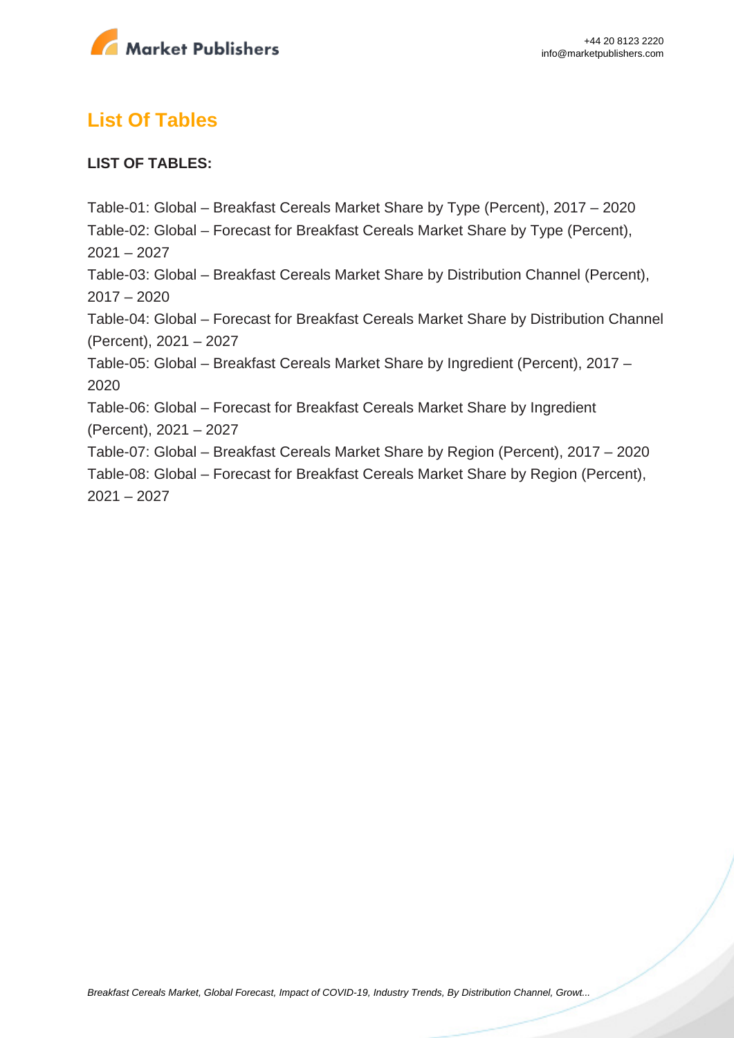## List Of Tables

**LIST OF TABLES:**

Table-01: Global – Breakfast Cereals Market Share by Type (Percent), 2017 – 2020
Table-02: Global – Forecast for Breakfast Cereals Market Share by Type (Percent), 2021 – 2027
Table-03: Global – Breakfast Cereals Market Share by Distribution Channel (Percent), 2017 – 2020
Table-04: Global – Forecast for Breakfast Cereals Market Share by Distribution Channel (Percent), 2021 – 2027
Table-05: Global – Breakfast Cereals Market Share by Ingredient (Percent), 2017 – 2020
Table-06: Global – Forecast for Breakfast Cereals Market Share by Ingredient (Percent), 2021 – 2027
Table-07: Global – Breakfast Cereals Market Share by Region (Percent), 2017 – 2020
Table-08: Global – Forecast for Breakfast Cereals Market Share by Region (Percent), 2021 – 2027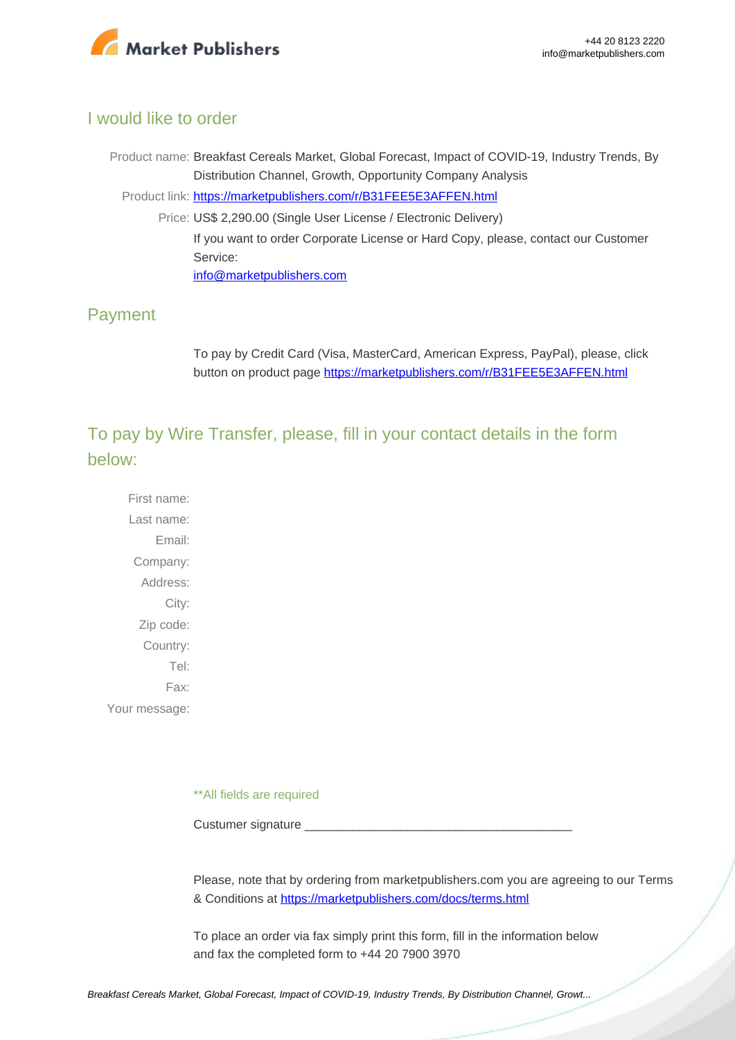## I would like to order

Product name: Breakfast Cereals Market, Global Forecast, Impact of COVID-19, Industry Trends, By Distribution Channel, Growth, Opportunity Company Analysis

Product link: https://marketpublishers.com/r/B31FEE5E3AFFEN.html

Price: US$ 2,290.00 (Single User License / Electronic Delivery)

If you want to order Corporate License or Hard Copy, please, contact our Customer Service:

info@marketpublishers.com

## Payment

To pay by Credit Card (Visa, MasterCard, American Express, PayPal), please, click button on product page https://marketpublishers.com/r/B31FEE5E3AFFEN.html

## To pay by Wire Transfer, please, fill in your contact details in the form below:

First name:

Last name:

Email:

Company:

Address:

City:

Zip code:

Country:

Tel:

Fax:

Your message:

**All fields are required

Custumer signature _______________________________________

Please, note that by ordering from marketpublishers.com you are agreeing to our Terms & Conditions at https://marketpublishers.com/docs/terms.html

To place an order via fax simply print this form, fill in the information below and fax the completed form to +44 20 7900 3970